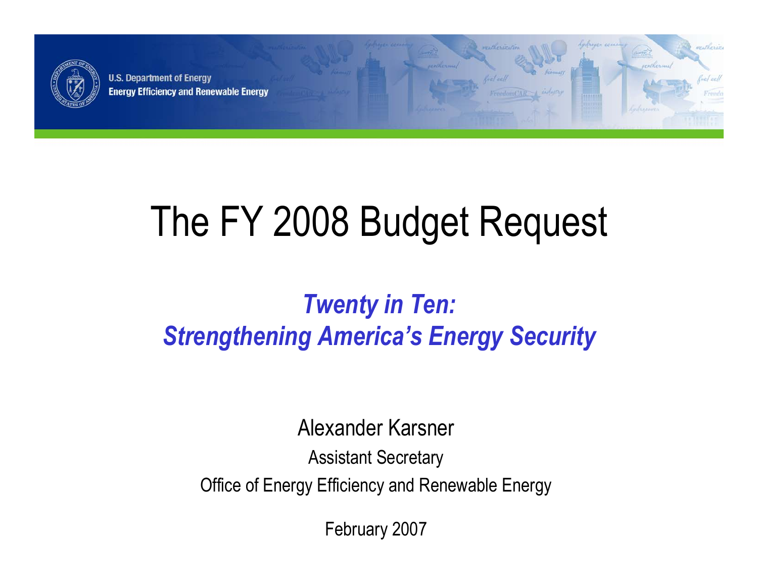U.S. Department of Energy
Energy Efficiency and Renewable Energy

# The FY 2008 Budget Request

## *Twenty in Ten: Strengthening America's Energy Security*

Alexander Karsner

Assistant Secretary

Office of Energy Efficiency and Renewable Energy

February 2007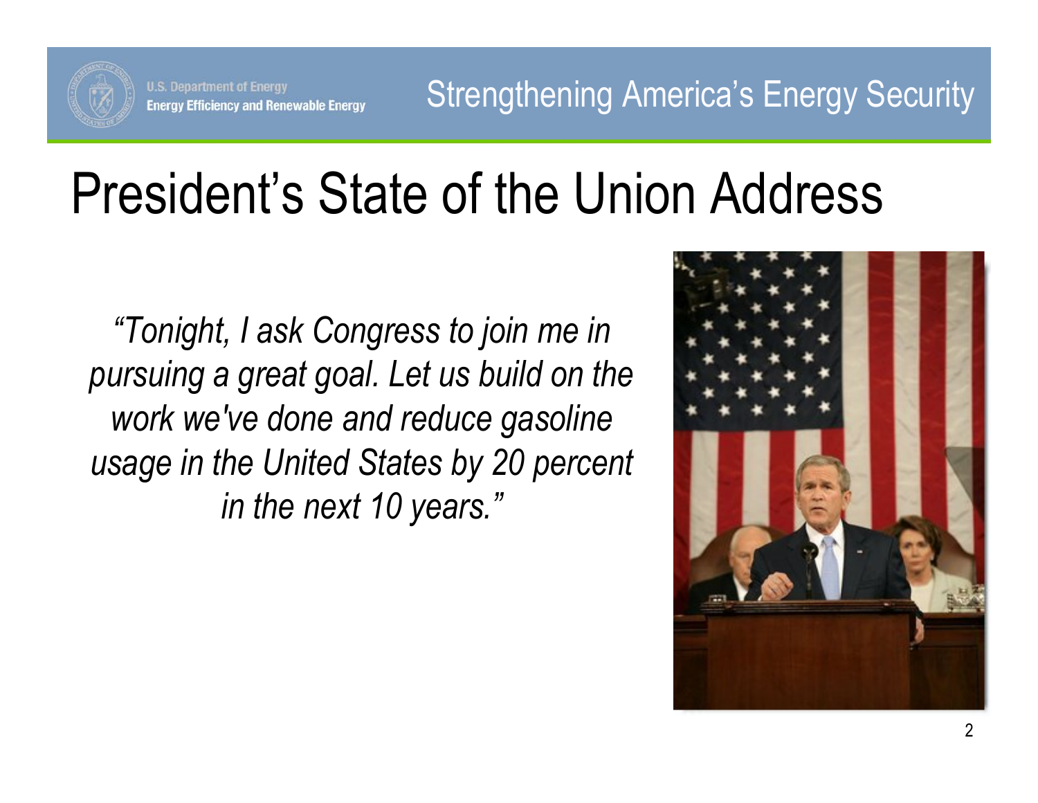# President's State of the Union Address

*"Tonight, I ask Congress to join me in pursuing a great goal. Let us build on the work we've done and reduce gasoline usage in the United States by 20 percent in the next 10 years."*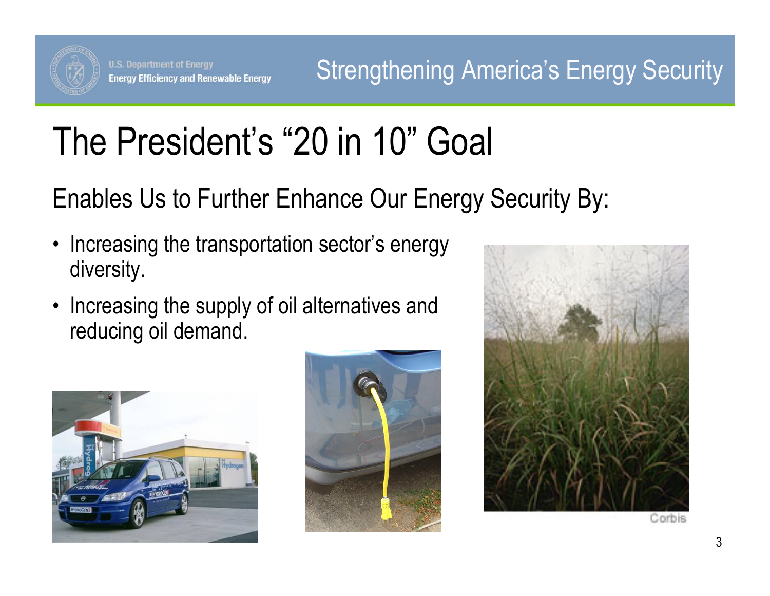# The President's "20 in 10" Goal

Enables Us to Further Enhance Our Energy Security By:

- Increasing the transportation sector's energy diversity.
- Increasing the supply of oil alternatives and reducing oil demand.

Corbis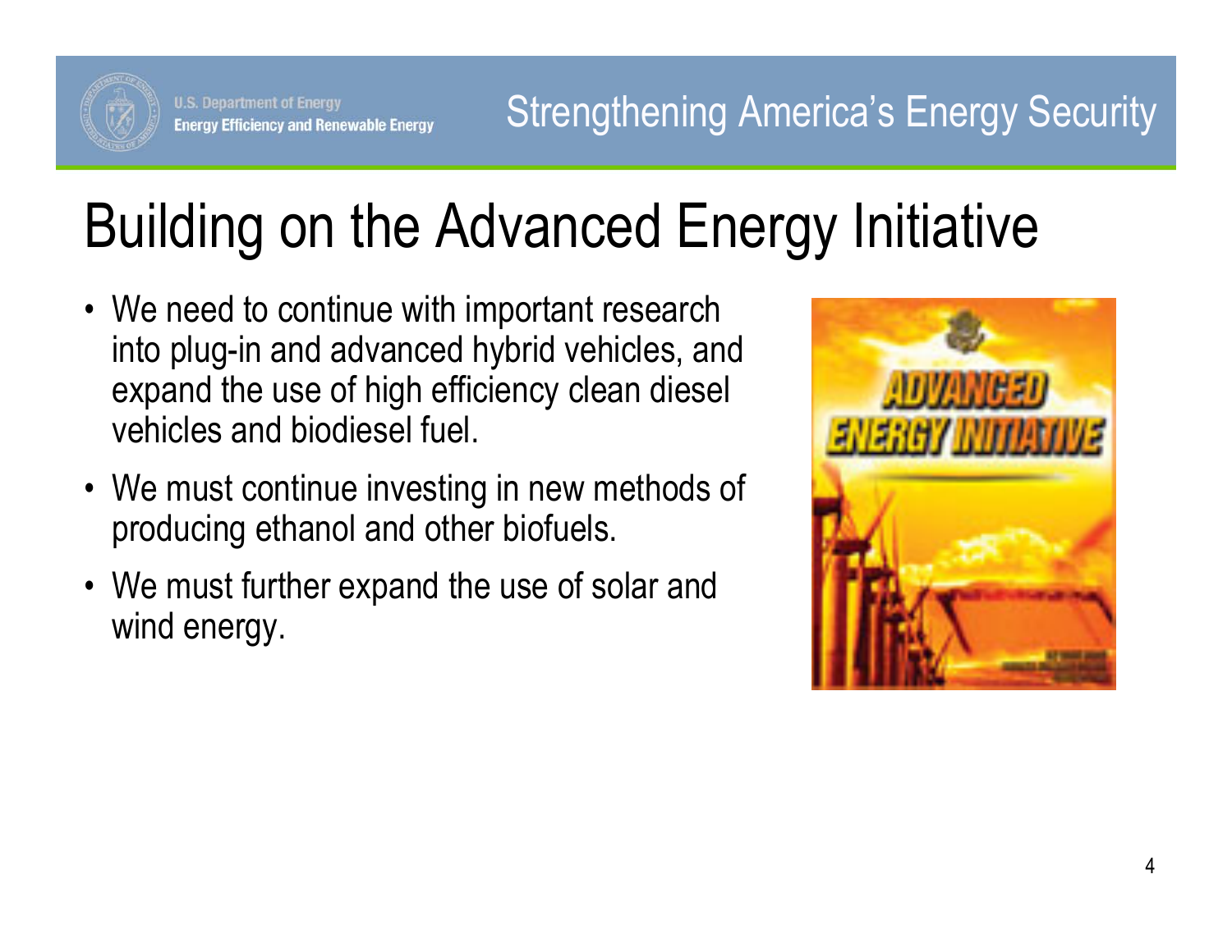# Building on the Advanced Energy Initiative

- We need to continue with important research into plug-in and advanced hybrid vehicles, and expand the use of high efficiency clean diesel vehicles and biodiesel fuel.
- We must continue investing in new methods of producing ethanol and other biofuels.
- We must further expand the use of solar and wind energy.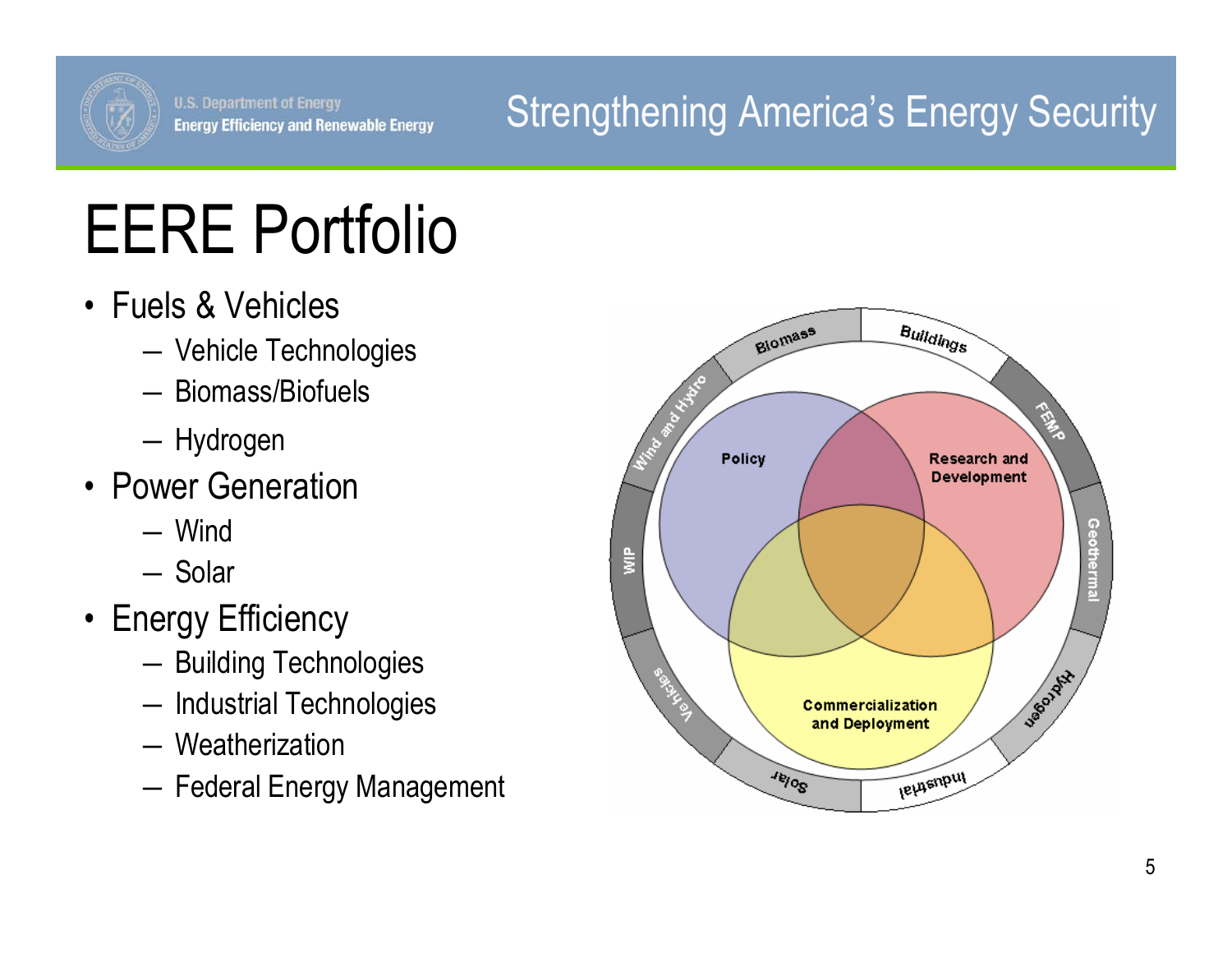# EERE Portfolio

- Fuels & Vehicles
  - Vehicle Technologies
  - Biomass/Biofuels
  - Hydrogen
- Power Generation
  - Wind
  - Solar
- Energy Efficiency
  - Building Technologies
  - Industrial Technologies
  - Weatherization
  - Federal Energy Management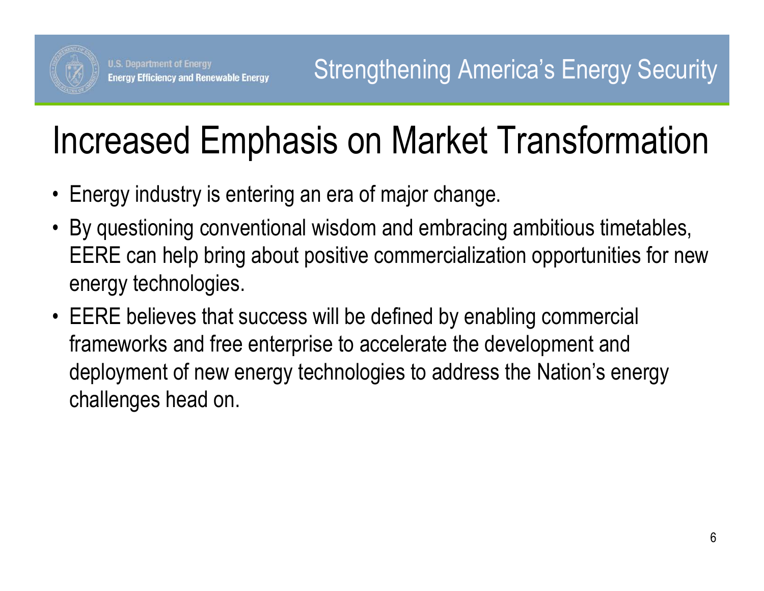# Increased Emphasis on Market Transformation

- Energy industry is entering an era of major change.
- By questioning conventional wisdom and embracing ambitious timetables, EERE can help bring about positive commercialization opportunities for new energy technologies.
- EERE believes that success will be defined by enabling commercial frameworks and free enterprise to accelerate the development and deployment of new energy technologies to address the Nation's energy challenges head on.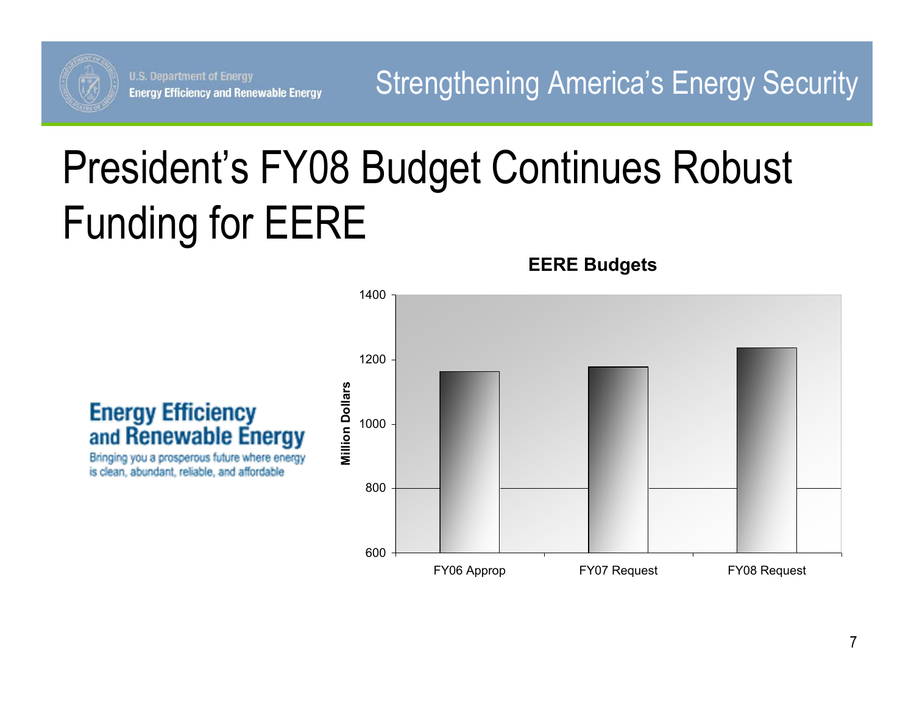# President's FY08 Budget Continues Robust Funding for EERE

**Energy Efficiency and Renewable Energy**

Bringing you a prosperous future where energy is clean, abundant, reliable, and affordable

**EERE Budgets**

Million Dollars

1400

1200

1000

800

600

FY06 Approp

FY07 Request

FY08 Request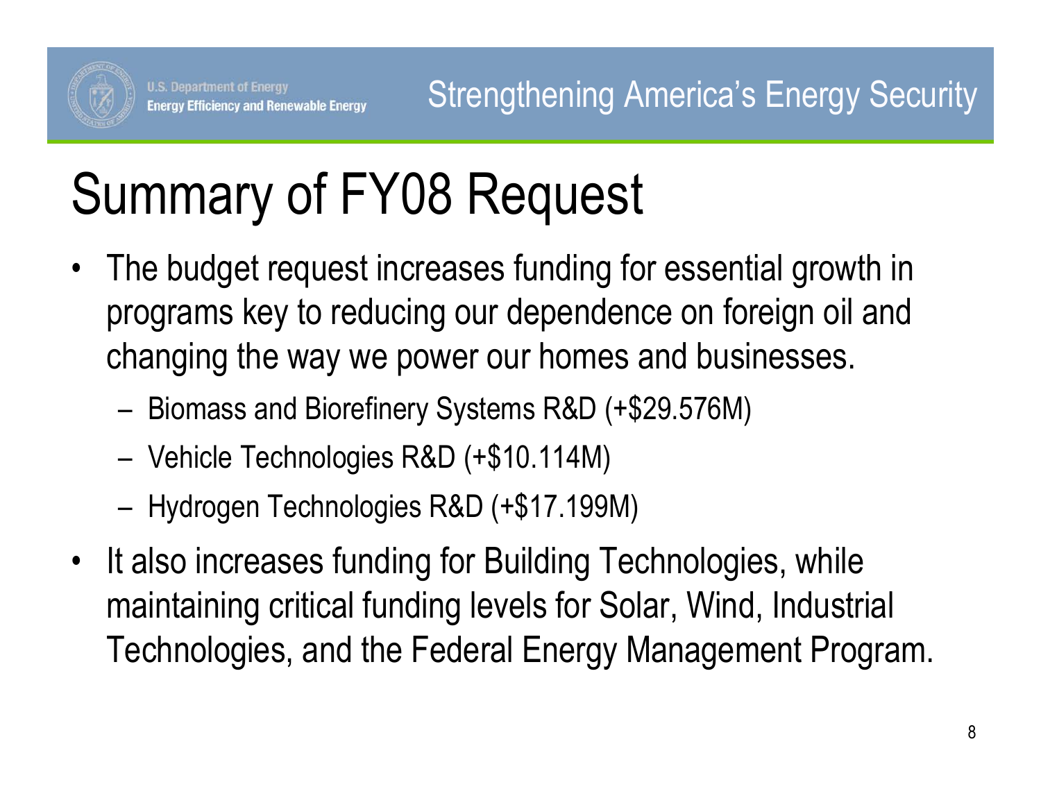# Summary of FY08 Request

- The budget request increases funding for essential growth in programs key to reducing our dependence on foreign oil and changing the way we power our homes and businesses.
  - Biomass and Biorefinery Systems R&D (+$29.576M)
  - Vehicle Technologies R&D (+$10.114M)
  - Hydrogen Technologies R&D (+$17.199M)
- It also increases funding for Building Technologies, while maintaining critical funding levels for Solar, Wind, Industrial Technologies, and the Federal Energy Management Program.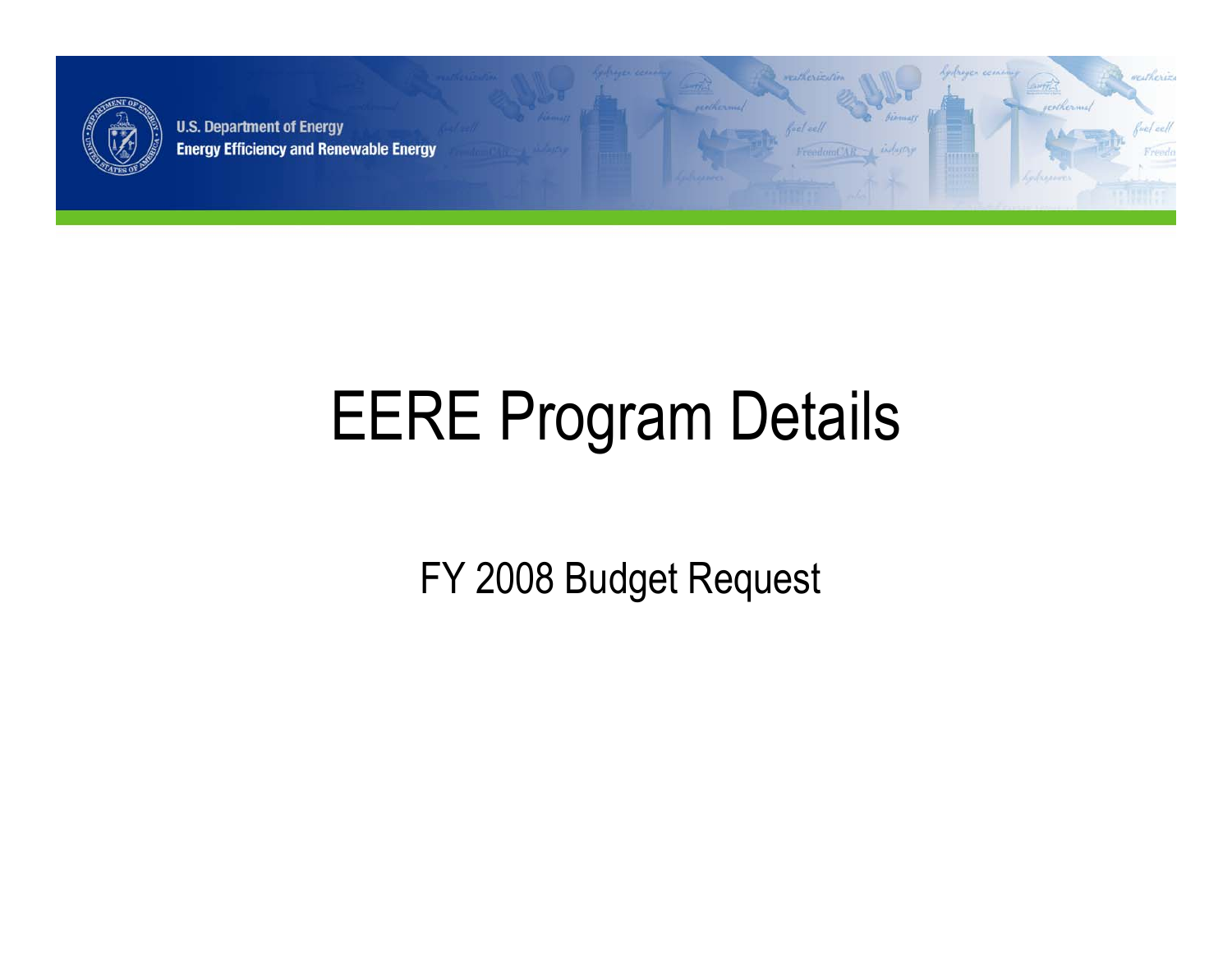# EERE Program Details

FY 2008 Budget Request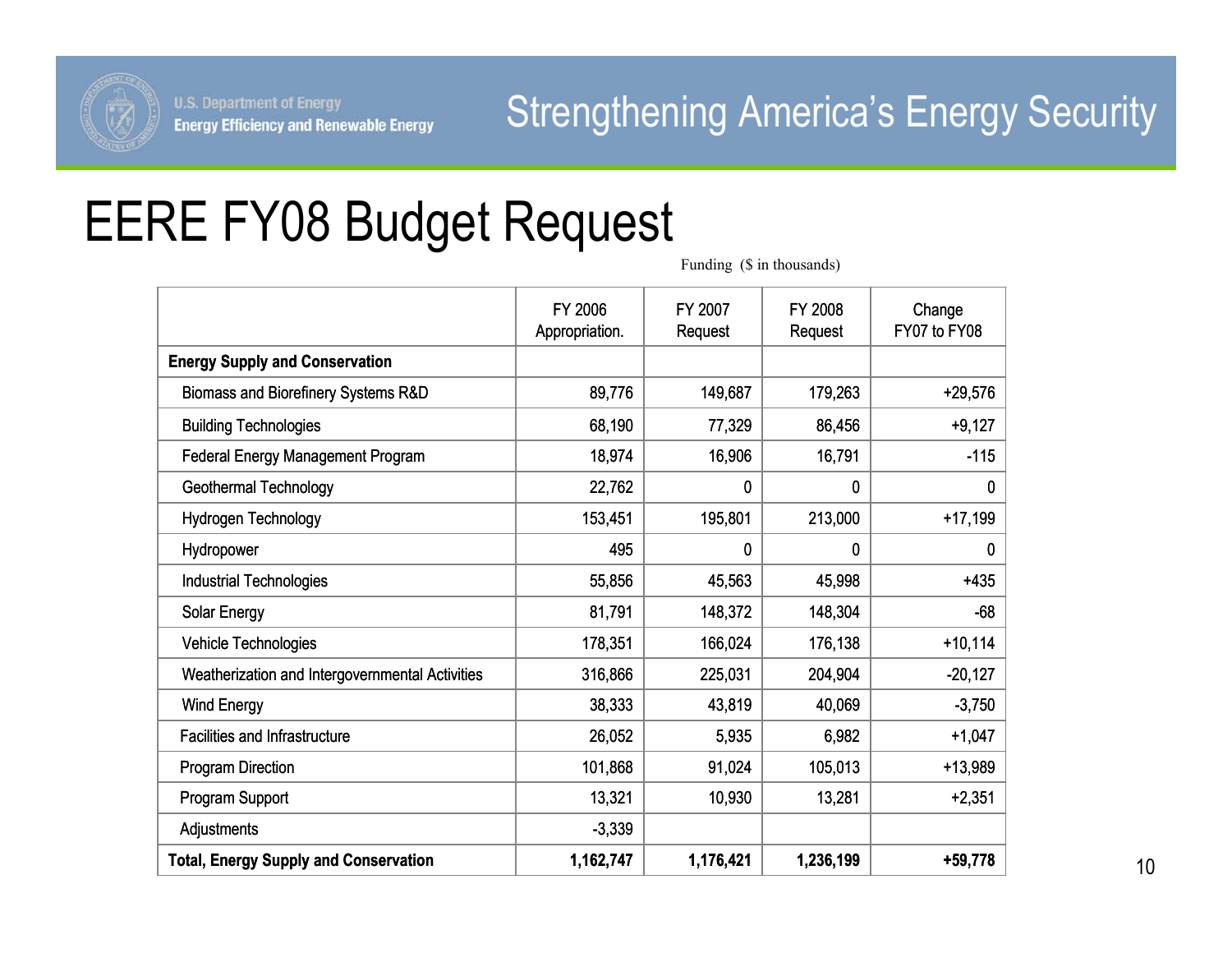# EERE FY08 Budget Request

Funding ($ in thousands)

| | FY 2006 Appropriation. | FY 2007 Request | FY 2008 Request | Change FY07 to FY08 |
|---|---|---|---|---|
| **Energy Supply and Conservation** | | | | |
| Biomass and Biorefinery Systems R&D | 89,776 | 149,687 | 179,263 | +29,576 |
| Building Technologies | 68,190 | 77,329 | 86,456 | +9,127 |
| Federal Energy Management Program | 18,974 | 16,906 | 16,791 | -115 |
| Geothermal Technology | 22,762 | 0 | 0 | 0 |
| Hydrogen Technology | 153,451 | 195,801 | 213,000 | +17,199 |
| Hydropower | 495 | 0 | 0 | 0 |
| Industrial Technologies | 55,856 | 45,563 | 45,998 | +435 |
| Solar Energy | 81,791 | 148,372 | 148,304 | -68 |
| Vehicle Technologies | 178,351 | 166,024 | 176,138 | +10,114 |
| Weatherization and Intergovernmental Activities | 316,866 | 225,031 | 204,904 | -20,127 |
| Wind Energy | 38,333 | 43,819 | 40,069 | -3,750 |
| Facilities and Infrastructure | 26,052 | 5,935 | 6,982 | +1,047 |
| Program Direction | 101,868 | 91,024 | 105,013 | +13,989 |
| Program Support | 13,321 | 10,930 | 13,281 | +2,351 |
| Adjustments | -3,339 | | | |
| **Total, Energy Supply and Conservation** | **1,162,747** | **1,176,421** | **1,236,199** | **+59,778** |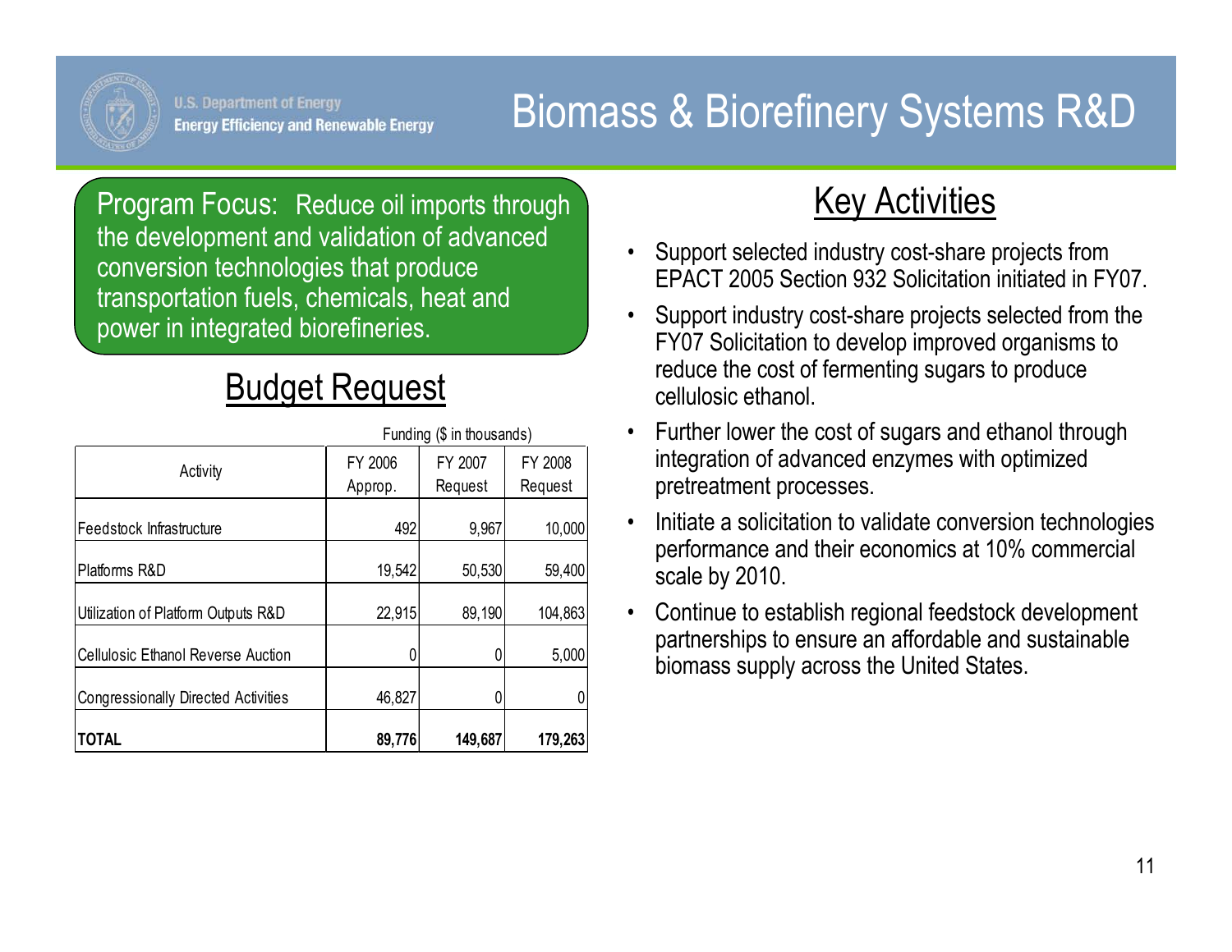# Biomass & Biorefinery Systems R&D

U.S. Department of Energy
Energy Efficiency and Renewable Energy

**Program Focus:** Reduce oil imports through the development and validation of advanced conversion technologies that produce transportation fuels, chemicals, heat and power in integrated biorefineries.

## Budget Request

Funding ($ in thousands)

| Activity | FY 2006 Approp. | FY 2007 Request | FY 2008 Request |
|---|---|---|---|
| Feedstock Infrastructure | 492 | 9,967 | 10,000 |
| Platforms R&D | 19,542 | 50,530 | 59,400 |
| Utilization of Platform Outputs R&D | 22,915 | 89,190 | 104,863 |
| Cellulosic Ethanol Reverse Auction | 0 | 0 | 5,000 |
| Congressionally Directed Activities | 46,827 | 0 | 0 |
| **TOTAL** | **89,776** | **149,687** | **179,263** |

## Key Activities

- Support selected industry cost-share projects from EPACT 2005 Section 932 Solicitation initiated in FY07.
- Support industry cost-share projects selected from the FY07 Solicitation to develop improved organisms to reduce the cost of fermenting sugars to produce cellulosic ethanol.
- Further lower the cost of sugars and ethanol through integration of advanced enzymes with optimized pretreatment processes.
- Initiate a solicitation to validate conversion technologies performance and their economics at 10% commercial scale by 2010.
- Continue to establish regional feedstock development partnerships to ensure an affordable and sustainable biomass supply across the United States.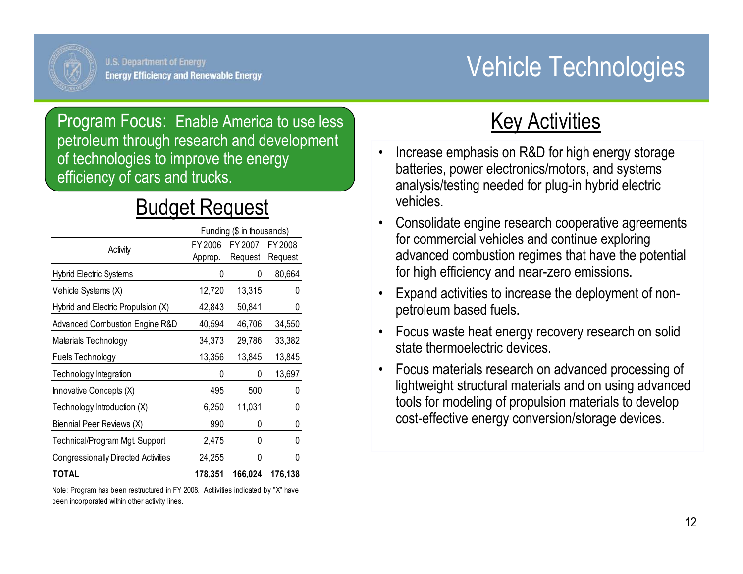U.S. Department of Energy
Energy Efficiency and Renewable Energy

# Vehicle Technologies

**Program Focus:** Enable America to use less petroleum through research and development of technologies to improve the energy efficiency of cars and trucks.

## Budget Request

| Activity | Funding ($ in thousands) FY 2006 Approp. | FY 2007 Request | FY 2008 Request |
|---|---|---|---|
| Hybrid Electric Systems | 0 | 0 | 80,664 |
| Vehicle Systems (X) | 12,720 | 13,315 | 0 |
| Hybrid and Electric Propulsion (X) | 42,843 | 50,841 | 0 |
| Advanced Combustion Engine R&D | 40,594 | 46,706 | 34,550 |
| Materials Technology | 34,373 | 29,786 | 33,382 |
| Fuels Technology | 13,356 | 13,845 | 13,845 |
| Technology Integration | 0 | 0 | 13,697 |
| Innovative Concepts (X) | 495 | 500 | 0 |
| Technology Introduction (X) | 6,250 | 11,031 | 0 |
| Biennial Peer Reviews (X) | 990 | 0 | 0 |
| Technical/Program Mgt. Support | 2,475 | 0 | 0 |
| Congressionally Directed Activities | 24,255 | 0 | 0 |
| **TOTAL** | **178,351** | **166,024** | **176,138** |

Note: Program has been restructured in FY 2008. Actiivities indicated by "X" have been incorporated within other activity lines.

## Key Activities

- Increase emphasis on R&D for high energy storage batteries, power electronics/motors, and systems analysis/testing needed for plug-in hybrid electric vehicles.
- Consolidate engine research cooperative agreements for commercial vehicles and continue exploring advanced combustion regimes that have the potential for high efficiency and near-zero emissions.
- Expand activities to increase the deployment of non-petroleum based fuels.
- Focus waste heat energy recovery research on solid state thermoelectric devices.
- Focus materials research on advanced processing of lightweight structural materials and on using advanced tools for modeling of propulsion materials to develop cost-effective energy conversion/storage devices.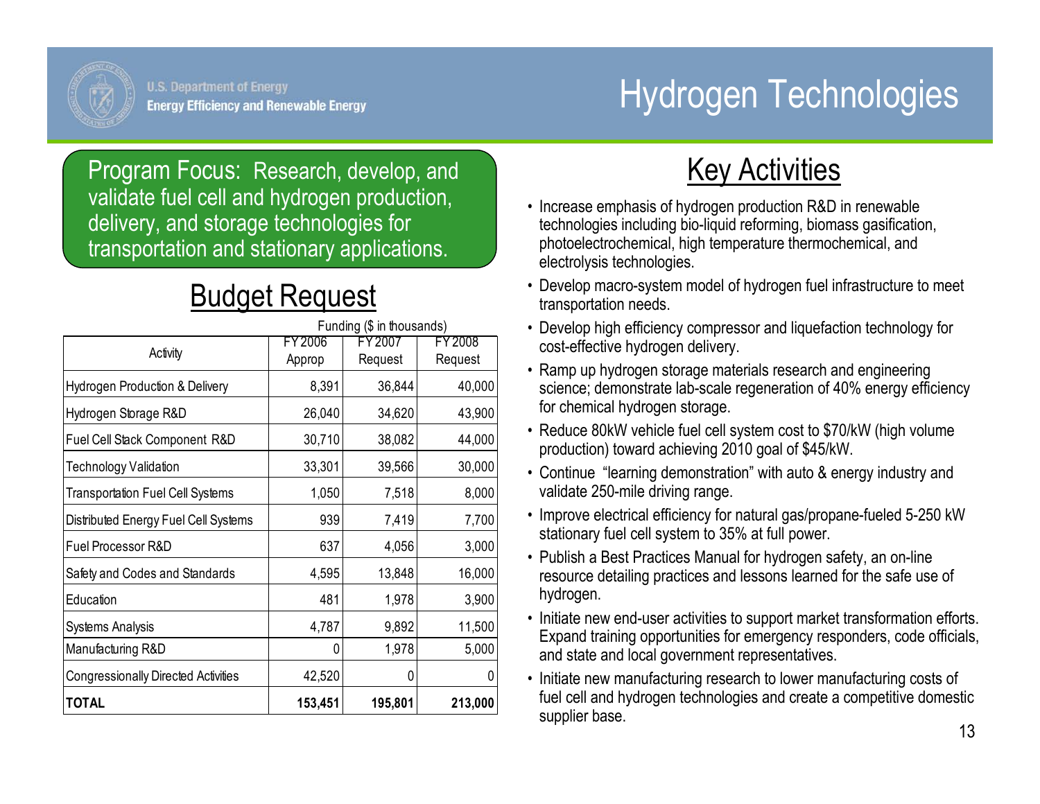U.S. Department of Energy
Energy Efficiency and Renewable Energy

# Hydrogen Technologies

**Program Focus:** Research, develop, and validate fuel cell and hydrogen production, delivery, and storage technologies for transportation and stationary applications.

## Budget Request

| Activity | Funding ($ in thousands) FY 2006 Approp | FY 2007 Request | FY 2008 Request |
|---|---|---|---|
| Hydrogen Production & Delivery | 8,391 | 36,844 | 40,000 |
| Hydrogen Storage R&D | 26,040 | 34,620 | 43,900 |
| Fuel Cell Stack Component R&D | 30,710 | 38,082 | 44,000 |
| Technology Validation | 33,301 | 39,566 | 30,000 |
| Transportation Fuel Cell Systems | 1,050 | 7,518 | 8,000 |
| Distributed Energy Fuel Cell Systems | 939 | 7,419 | 7,700 |
| Fuel Processor R&D | 637 | 4,056 | 3,000 |
| Safety and Codes and Standards | 4,595 | 13,848 | 16,000 |
| Education | 481 | 1,978 | 3,900 |
| Systems Analysis | 4,787 | 9,892 | 11,500 |
| Manufacturing R&D | 0 | 1,978 | 5,000 |
| Congressionally Directed Activities | 42,520 | 0 | 0 |
| **TOTAL** | **153,451** | **195,801** | **213,000** |

## Key Activities

- Increase emphasis of hydrogen production R&D in renewable technologies including bio-liquid reforming, biomass gasification, photoelectrochemical, high temperature thermochemical, and electrolysis technologies.
- Develop macro-system model of hydrogen fuel infrastructure to meet transportation needs.
- Develop high efficiency compressor and liquefaction technology for cost-effective hydrogen delivery.
- Ramp up hydrogen storage materials research and engineering science; demonstrate lab-scale regeneration of 40% energy efficiency for chemical hydrogen storage.
- Reduce 80kW vehicle fuel cell system cost to $70/kW (high volume production) toward achieving 2010 goal of $45/kW.
- Continue "learning demonstration" with auto & energy industry and validate 250-mile driving range.
- Improve electrical efficiency for natural gas/propane-fueled 5-250 kW stationary fuel cell system to 35% at full power.
- Publish a Best Practices Manual for hydrogen safety, an on-line resource detailing practices and lessons learned for the safe use of hydrogen.
- Initiate new end-user activities to support market transformation efforts. Expand training opportunities for emergency responders, code officials, and state and local government representatives.
- Initiate new manufacturing research to lower manufacturing costs of fuel cell and hydrogen technologies and create a competitive domestic supplier base.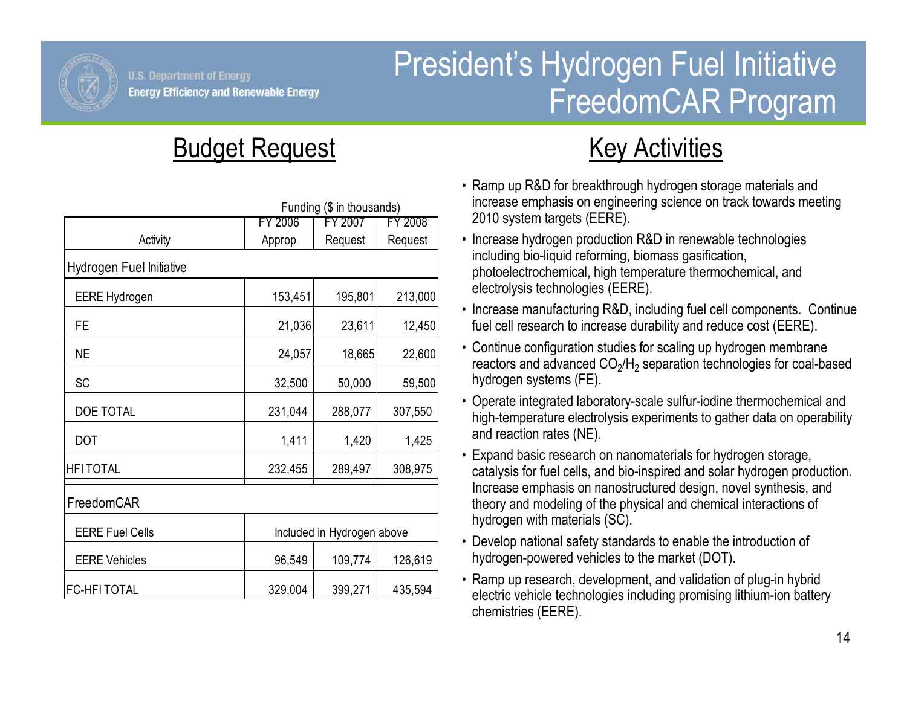U.S. Department of Energy
Energy Efficiency and Renewable Energy

# President's Hydrogen Fuel Initiative FreedomCAR Program

## Budget Request

Funding ($ in thousands)

| Activity | FY 2006 Approp | FY 2007 Request | FY 2008 Request |
|---|---|---|---|
| **Hydrogen Fuel Initiative** | | | |
| EERE Hydrogen | 153,451 | 195,801 | 213,000 |
| FE | 21,036 | 23,611 | 12,450 |
| NE | 24,057 | 18,665 | 22,600 |
| SC | 32,500 | 50,000 | 59,500 |
| DOE TOTAL | 231,044 | 288,077 | 307,550 |
| DOT | 1,411 | 1,420 | 1,425 |
| HFI TOTAL | 232,455 | 289,497 | 308,975 |
| **FreedomCAR** | | | |
| EERE Fuel Cells | Included in Hydrogen above | | |
| EERE Vehicles | 96,549 | 109,774 | 126,619 |
| FC-HFI TOTAL | 329,004 | 399,271 | 435,594 |

## Key Activities

- Ramp up R&D for breakthrough hydrogen storage materials and increase emphasis on engineering science on track towards meeting 2010 system targets (EERE).
- Increase hydrogen production R&D in renewable technologies including bio-liquid reforming, biomass gasification, photoelectrochemical, high temperature thermochemical, and electrolysis technologies (EERE).
- Increase manufacturing R&D, including fuel cell components. Continue fuel cell research to increase durability and reduce cost (EERE).
- Continue configuration studies for scaling up hydrogen membrane reactors and advanced $CO_2$/$H_2$ separation technologies for coal-based hydrogen systems (FE).
- Operate integrated laboratory-scale sulfur-iodine thermochemical and high-temperature electrolysis experiments to gather data on operability and reaction rates (NE).
- Expand basic research on nanomaterials for hydrogen storage, catalysis for fuel cells, and bio-inspired and solar hydrogen production. Increase emphasis on nanostructured design, novel synthesis, and theory and modeling of the physical and chemical interactions of hydrogen with materials (SC).
- Develop national safety standards to enable the introduction of hydrogen-powered vehicles to the market (DOT).
- Ramp up research, development, and validation of plug-in hybrid electric vehicle technologies including promising lithium-ion battery chemistries (EERE).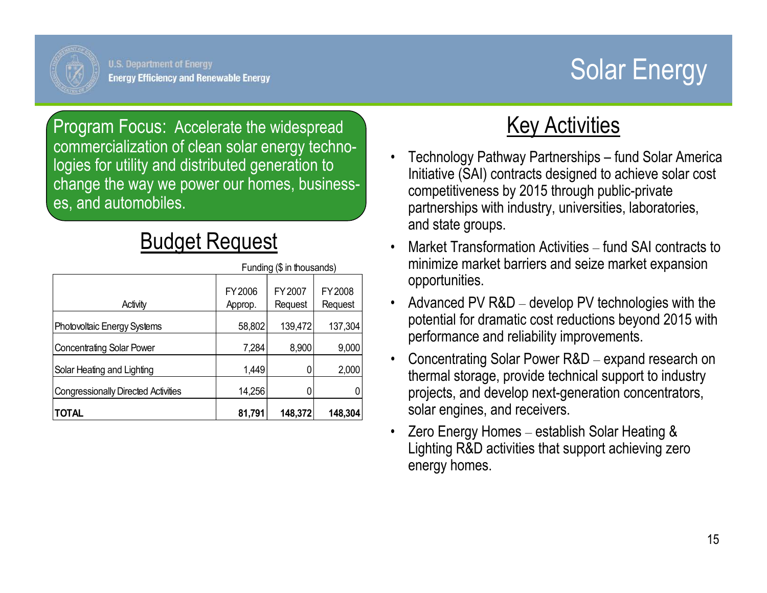U.S. Department of Energy
Energy Efficiency and Renewable Energy

# Solar Energy

**Program Focus:** Accelerate the widespread commercialization of clean solar energy technologies for utility and distributed generation to change the way we power our homes, businesses, and automobiles.

## Budget Request

Funding ($ in thousands)

| Activity | FY2006 Approp. | FY2007 Request | FY2008 Request |
|---|---|---|---|
| Photovoltaic Energy Systems | 58,802 | 139,472 | 137,304 |
| Concentrating Solar Power | 7,284 | 8,900 | 9,000 |
| Solar Heating and Lighting | 1,449 | 0 | 2,000 |
| Congressionally Directed Activities | 14,256 | 0 | 0 |
| **TOTAL** | **81,791** | **148,372** | **148,304** |

## Key Activities

- Technology Pathway Partnerships – fund Solar America Initiative (SAI) contracts designed to achieve solar cost competitiveness by 2015 through public-private partnerships with industry, universities, laboratories, and state groups.
- Market Transformation Activities – fund SAI contracts to minimize market barriers and seize market expansion opportunities.
- Advanced PV R&D – develop PV technologies with the potential for dramatic cost reductions beyond 2015 with performance and reliability improvements.
- Concentrating Solar Power R&D – expand research on thermal storage, provide technical support to industry projects, and develop next-generation concentrators, solar engines, and receivers.
- Zero Energy Homes – establish Solar Heating & Lighting R&D activities that support achieving zero energy homes.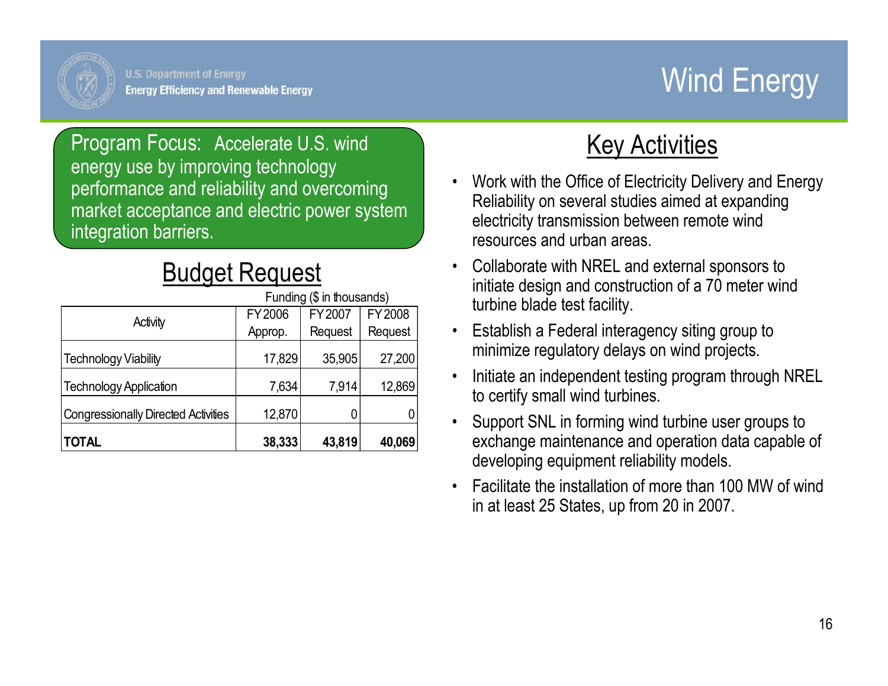U.S. Department of Energy
Energy Efficiency and Renewable Energy

# Wind Energy

**Program Focus:** Accelerate U.S. wind energy use by improving technology performance and reliability and overcoming market acceptance and electric power system integration barriers.

## Budget Request

Funding ($ in thousands)

| Activity | FY 2006 Approp. | FY 2007 Request | FY 2008 Request |
|---|---|---|---|
| Technology Viability | 17,829 | 35,905 | 27,200 |
| Technology Application | 7,634 | 7,914 | 12,869 |
| Congressionally Directed Activities | 12,870 | 0 | 0 |
| **TOTAL** | **38,333** | **43,819** | **40,069** |

## Key Activities

- Work with the Office of Electricity Delivery and Energy Reliability on several studies aimed at expanding electricity transmission between remote wind resources and urban areas.
- Collaborate with NREL and external sponsors to initiate design and construction of a 70 meter wind turbine blade test facility.
- Establish a Federal interagency siting group to minimize regulatory delays on wind projects.
- Initiate an independent testing program through NREL to certify small wind turbines.
- Support SNL in forming wind turbine user groups to exchange maintenance and operation data capable of developing equipment reliability models.
- Facilitate the installation of more than 100 MW of wind in at least 25 States, up from 20 in 2007.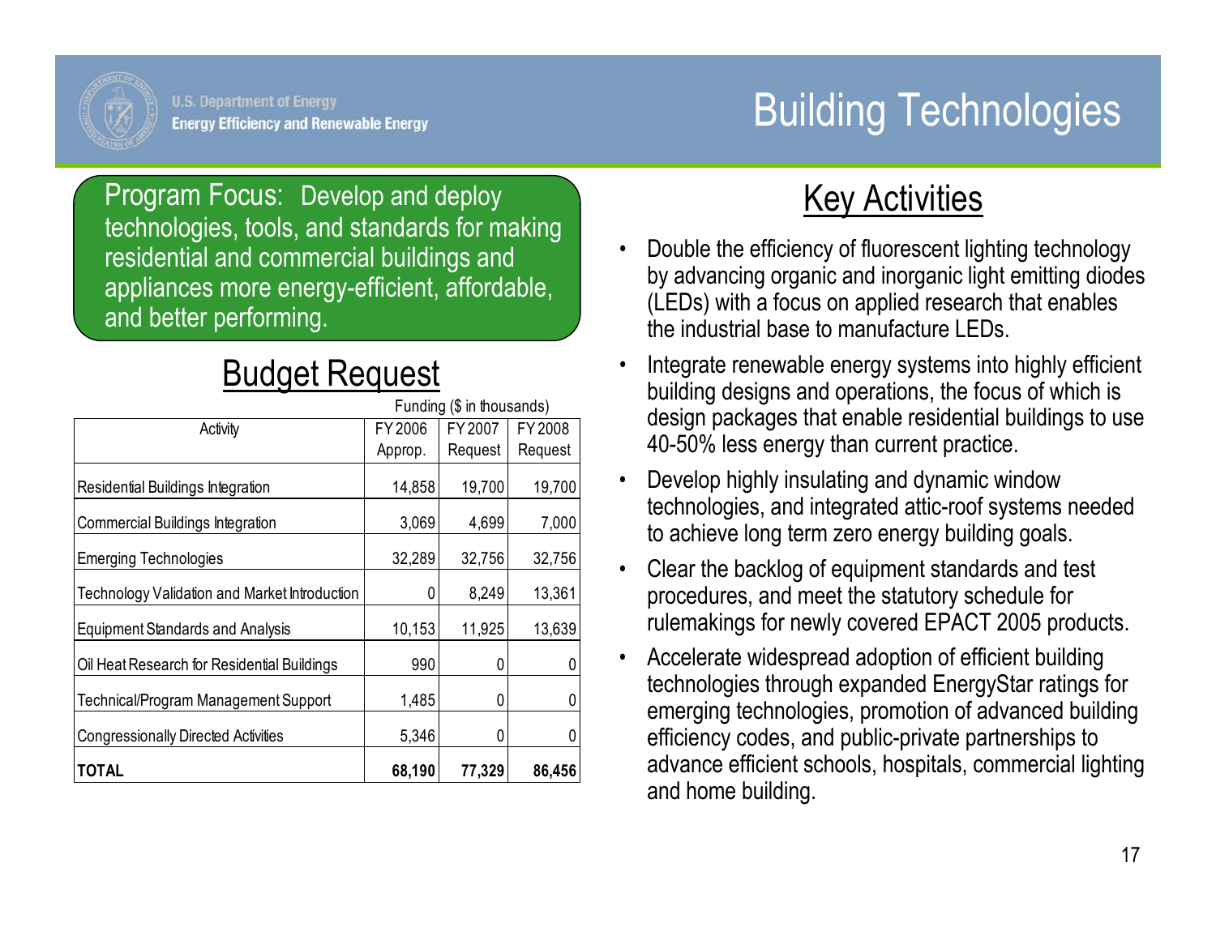U.S. Department of Energy
Energy Efficiency and Renewable Energy

# Building Technologies

Program Focus: Develop and deploy technologies, tools, and standards for making residential and commercial buildings and appliances more energy-efficient, affordable, and better performing.

## Budget Request

Funding ($ in thousands)

| Activity | FY 2006 Approp. | FY 2007 Request | FY 2008 Request |
|---|---|---|---|
| Residential Buildings Integration | 14,858 | 19,700 | 19,700 |
| Commercial Buildings Integration | 3,069 | 4,699 | 7,000 |
| Emerging Technologies | 32,289 | 32,756 | 32,756 |
| Technology Validation and Market Introduction | 0 | 8,249 | 13,361 |
| Equipment Standards and Analysis | 10,153 | 11,925 | 13,639 |
| Oil Heat Research for Residential Buildings | 990 | 0 | 0 |
| Technical/Program Management Support | 1,485 | 0 | 0 |
| Congressionally Directed Activities | 5,346 | 0 | 0 |
| **TOTAL** | **68,190** | **77,329** | **86,456** |

## Key Activities

- Double the efficiency of fluorescent lighting technology by advancing organic and inorganic light emitting diodes (LEDs) with a focus on applied research that enables the industrial base to manufacture LEDs.
- Integrate renewable energy systems into highly efficient building designs and operations, the focus of which is design packages that enable residential buildings to use 40-50% less energy than current practice.
- Develop highly insulating and dynamic window technologies, and integrated attic-roof systems needed to achieve long term zero energy building goals.
- Clear the backlog of equipment standards and test procedures, and meet the statutory schedule for rulemakings for newly covered EPACT 2005 products.
- Accelerate widespread adoption of efficient building technologies through expanded EnergyStar ratings for emerging technologies, promotion of advanced building efficiency codes, and public-private partnerships to advance efficient schools, hospitals, commercial lighting and home building.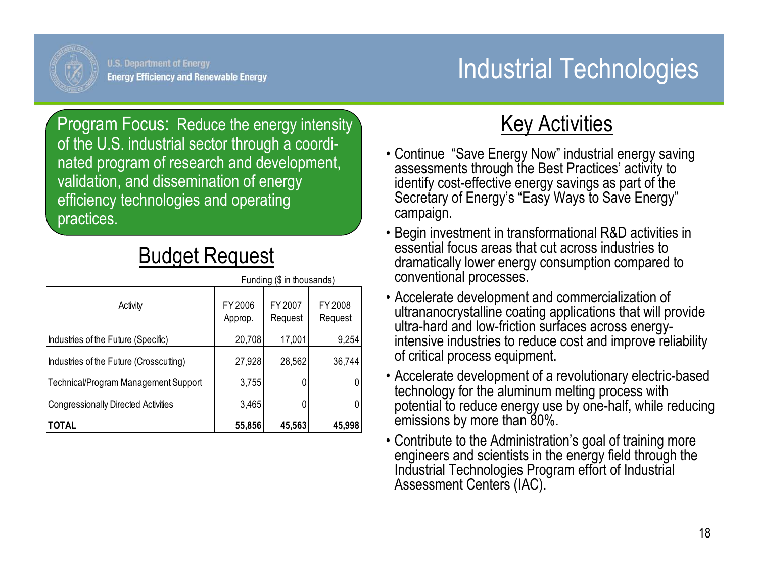U.S. Department of Energy
Energy Efficiency and Renewable Energy

# Industrial Technologies

**Program Focus:** Reduce the energy intensity of the U.S. industrial sector through a coordinated program of research and development, validation, and dissemination of energy efficiency technologies and operating practices.

## Budget Request

Funding ($ in thousands)

| Activity | FY 2006 Approp. | FY 2007 Request | FY 2008 Request |
|---|---|---|---|
| Industries of the Future (Specific) | 20,708 | 17,001 | 9,254 |
| Industries of the Future (Crosscutting) | 27,928 | 28,562 | 36,744 |
| Technical/Program Management Support | 3,755 | 0 | 0 |
| Congressionally Directed Activities | 3,465 | 0 | 0 |
| **TOTAL** | **55,856** | **45,563** | **45,998** |

## Key Activities

- Continue "Save Energy Now" industrial energy saving assessments through the Best Practices' activity to identify cost-effective energy savings as part of the Secretary of Energy's "Easy Ways to Save Energy" campaign.
- Begin investment in transformational R&D activities in essential focus areas that cut across industries to dramatically lower energy consumption compared to conventional processes.
- Accelerate development and commercialization of ultrananocrystalline coating applications that will provide ultra-hard and low-friction surfaces across energy-intensive industries to reduce cost and improve reliability of critical process equipment.
- Accelerate development of a revolutionary electric-based technology for the aluminum melting process with potential to reduce energy use by one-half, while reducing emissions by more than 80%.
- Contribute to the Administration's goal of training more engineers and scientists in the energy field through the Industrial Technologies Program effort of Industrial Assessment Centers (IAC).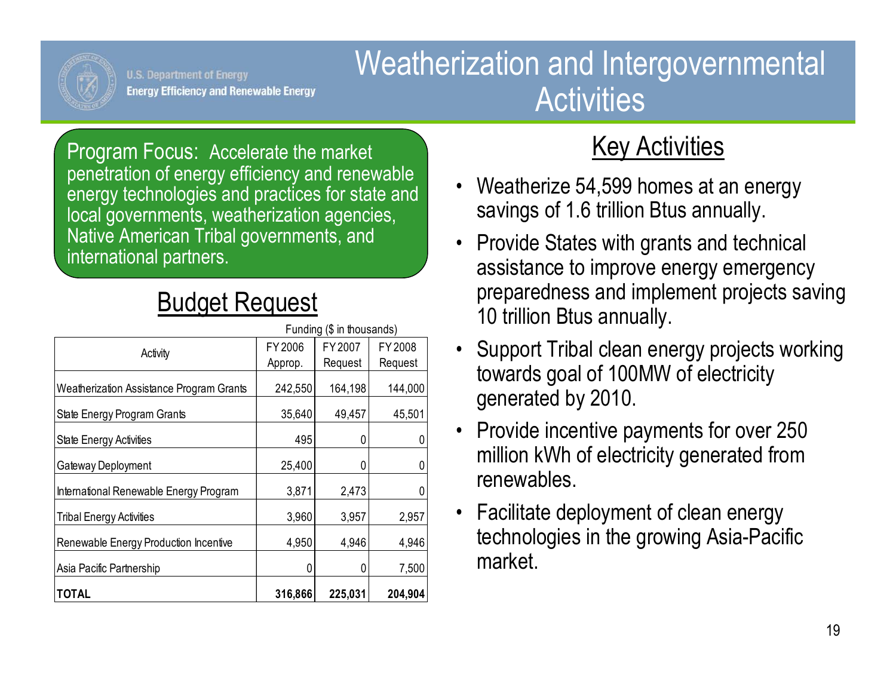# Weatherization and Intergovernmental Activities

U.S. Department of Energy
Energy Efficiency and Renewable Energy

**Program Focus:** Accelerate the market penetration of energy efficiency and renewable energy technologies and practices for state and local governments, weatherization agencies, Native American Tribal governments, and international partners.

## Budget Request

Funding ($ in thousands)

| Activity | FY 2006 Approp. | FY 2007 Request | FY 2008 Request |
|---|---|---|---|
| Weatherization Assistance Program Grants | 242,550 | 164,198 | 144,000 |
| State Energy Program Grants | 35,640 | 49,457 | 45,501 |
| State Energy Activities | 495 | 0 | 0 |
| Gateway Deployment | 25,400 | 0 | 0 |
| International Renewable Energy Program | 3,871 | 2,473 | 0 |
| Tribal Energy Activities | 3,960 | 3,957 | 2,957 |
| Renewable Energy Production Incentive | 4,950 | 4,946 | 4,946 |
| Asia Pacific Partnership | 0 | 0 | 7,500 |
| **TOTAL** | **316,866** | **225,031** | **204,904** |

## Key Activities

- Weatherize 54,599 homes at an energy savings of 1.6 trillion Btus annually.
- Provide States with grants and technical assistance to improve energy emergency preparedness and implement projects saving 10 trillion Btus annually.
- Support Tribal clean energy projects working towards goal of 100MW of electricity generated by 2010.
- Provide incentive payments for over 250 million kWh of electricity generated from renewables.
- Facilitate deployment of clean energy technologies in the growing Asia-Pacific market.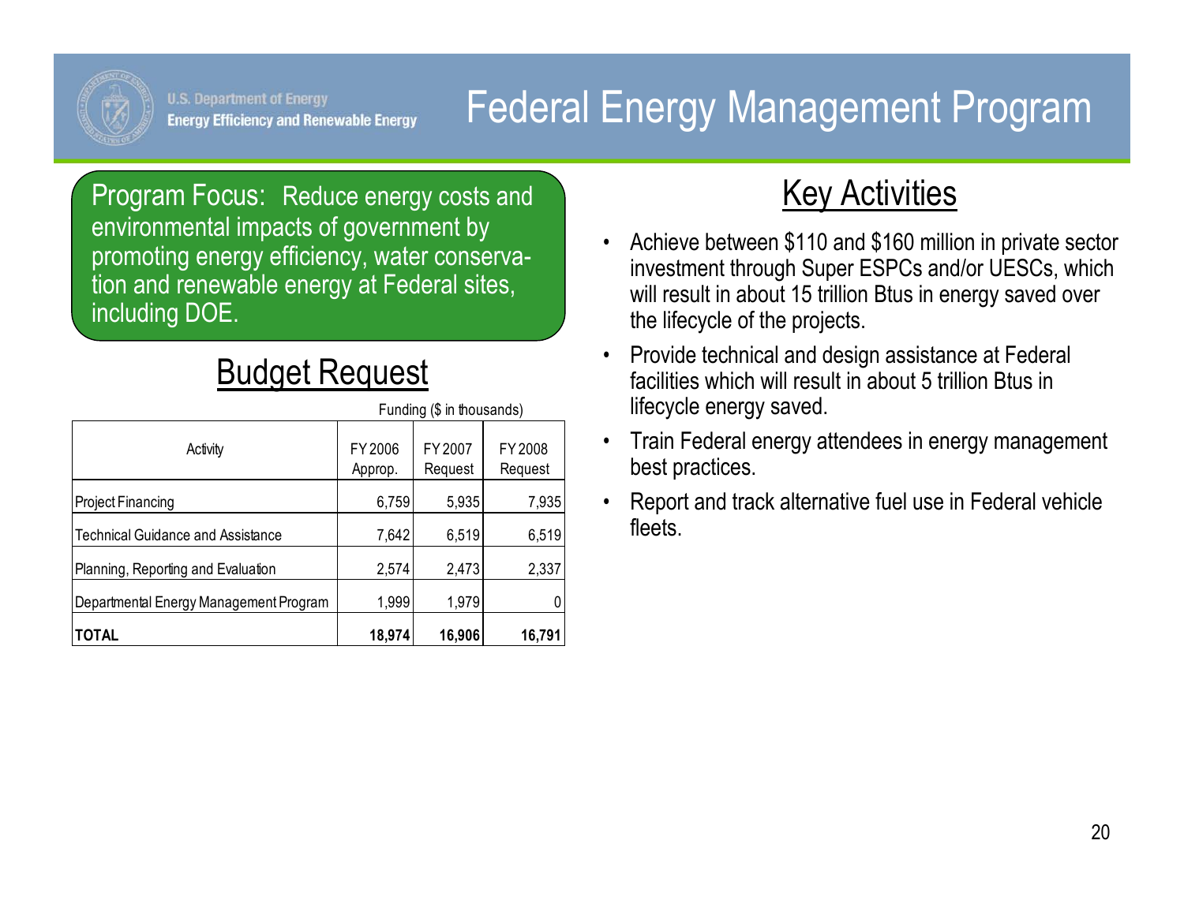# Federal Energy Management Program

U.S. Department of Energy
Energy Efficiency and Renewable Energy

**Program Focus:** Reduce energy costs and environmental impacts of government by promoting energy efficiency, water conservation and renewable energy at Federal sites, including DOE.

## Budget Request

Funding ($ in thousands)

| Activity | FY 2006 Approp. | FY 2007 Request | FY 2008 Request |
|---|---|---|---|
| Project Financing | 6,759 | 5,935 | 7,935 |
| Technical Guidance and Assistance | 7,642 | 6,519 | 6,519 |
| Planning, Reporting and Evaluation | 2,574 | 2,473 | 2,337 |
| Departmental Energy Management Program | 1,999 | 1,979 | 0 |
| **TOTAL** | **18,974** | **16,906** | **16,791** |

## Key Activities

- Achieve between $110 and $160 million in private sector investment through Super ESPCs and/or UESCs, which will result in about 15 trillion Btus in energy saved over the lifecycle of the projects.
- Provide technical and design assistance at Federal facilities which will result in about 5 trillion Btus in lifecycle energy saved.
- Train Federal energy attendees in energy management best practices.
- Report and track alternative fuel use in Federal vehicle fleets.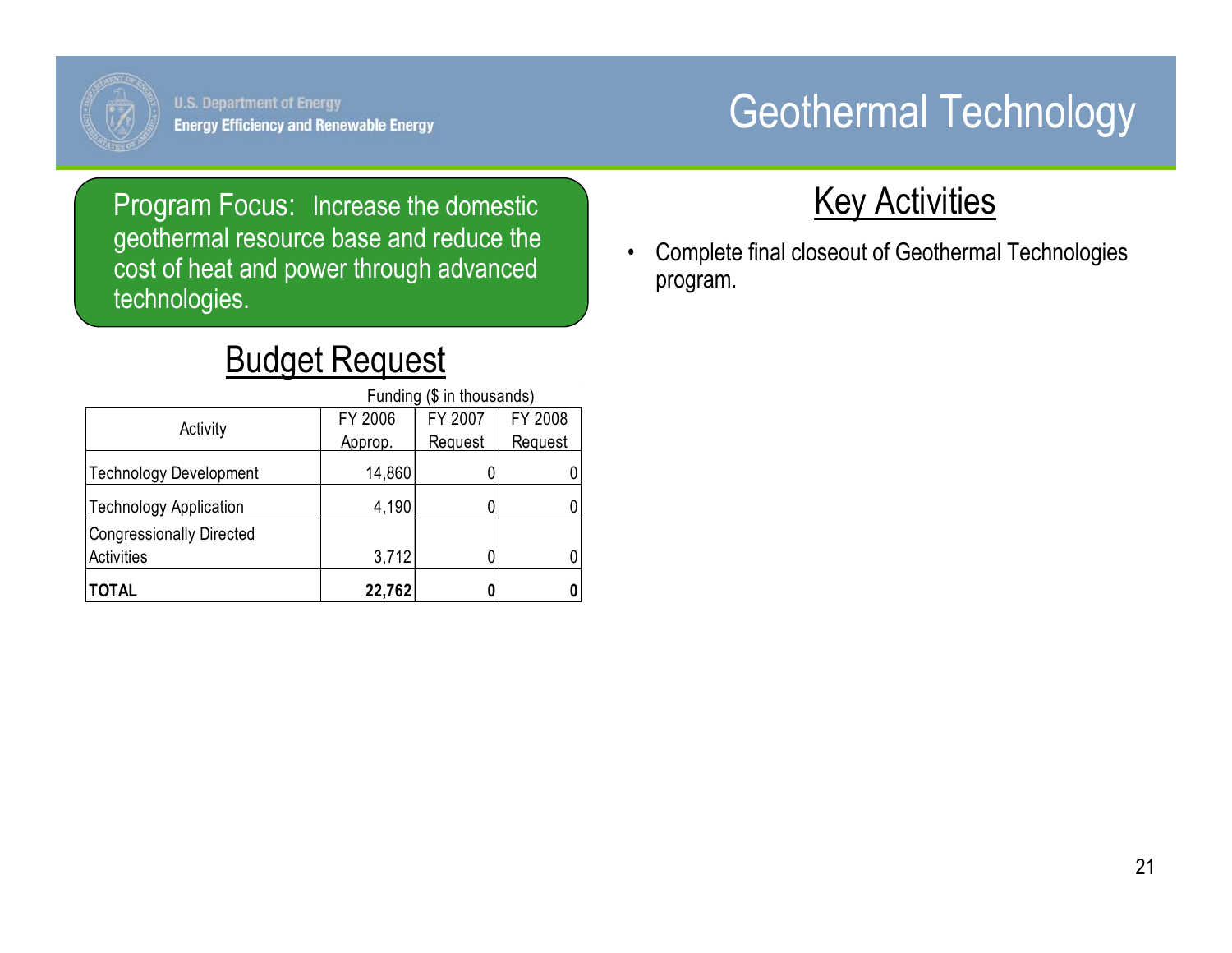# Geothermal Technology

**Program Focus:** Increase the domestic geothermal resource base and reduce the cost of heat and power through advanced technologies.

## Budget Request

Funding ($ in thousands)

| Activity | FY 2006 Approp. | FY 2007 Request | FY 2008 Request |
|---|---|---|---|
| Technology Development | 14,860 | 0 | 0 |
| Technology Application | 4,190 | 0 | 0 |
| Congressionally Directed Activities | 3,712 | 0 | 0 |
| **TOTAL** | **22,762** | **0** | **0** |

## Key Activities

- Complete final closeout of Geothermal Technologies program.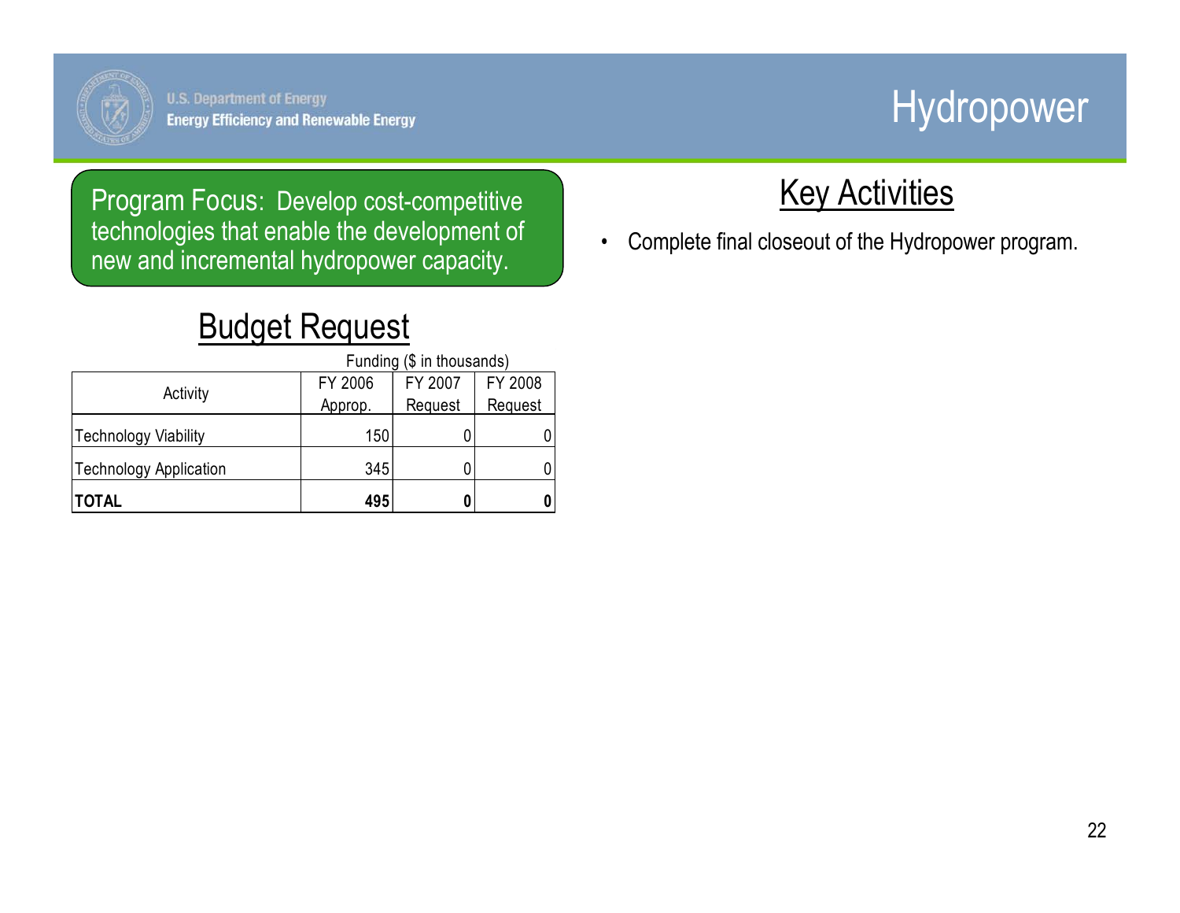U.S. Department of Energy
Energy Efficiency and Renewable Energy

# Hydropower

**Program Focus:** Develop cost-competitive technologies that enable the development of new and incremental hydropower capacity.

## Budget Request

Funding ($ in thousands)

| Activity | FY 2006 Approp. | FY 2007 Request | FY 2008 Request |
|---|---|---|---|
| Technology Viability | 150 | 0 | 0 |
| Technology Application | 345 | 0 | 0 |
| **TOTAL** | **495** | **0** | **0** |

## Key Activities

- Complete final closeout of the Hydropower program.